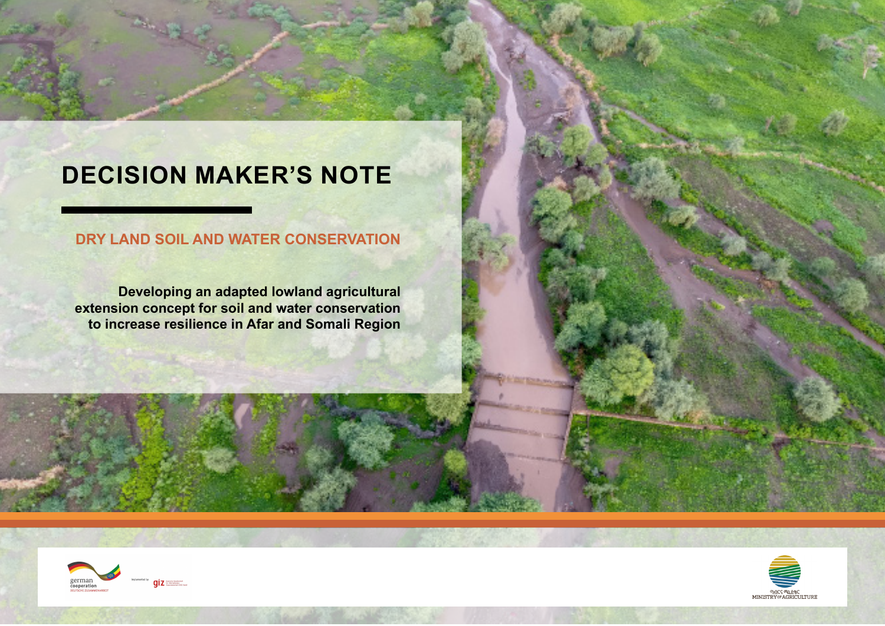# DECISION MAKER'S NOTE

## DRY LAND SOIL AND WATER CONSERVATION

**Developing an adapted lowland agricultural extension concept for soil and water conservation to increase resilience in Afar and Somali Region**

german cooperation
DEUTSCHE ZUSAMMENARBEIT

Implemented by giz

ግብርና ሚኒስቴር
MINISTRY OF AGRICULTURE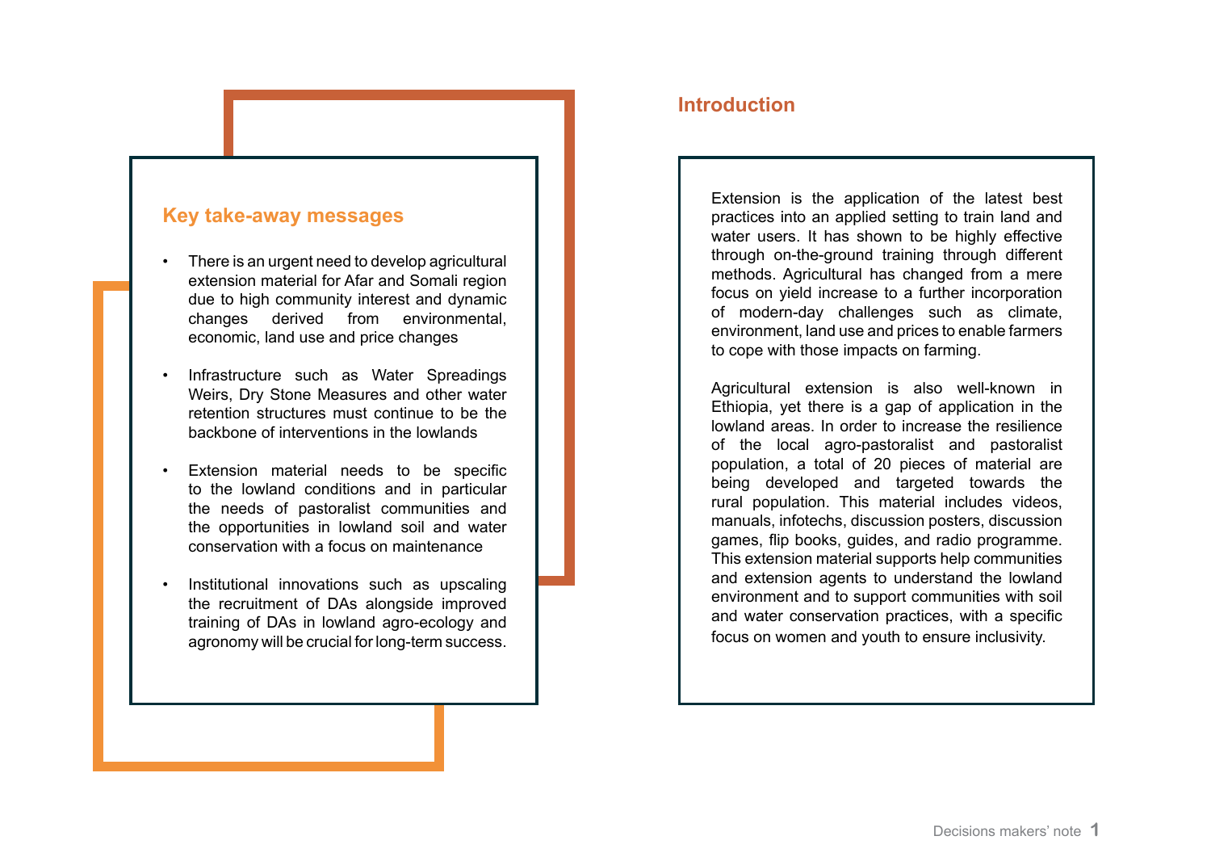## Key take-away messages

- There is an urgent need to develop agricultural extension material for Afar and Somali region due to high community interest and dynamic changes derived from environmental, economic, land use and price changes
- Infrastructure such as Water Spreadings Weirs, Dry Stone Measures and other water retention structures must continue to be the backbone of interventions in the lowlands
- Extension material needs to be specific to the lowland conditions and in particular the needs of pastoralist communities and the opportunities in lowland soil and water conservation with a focus on maintenance
- Institutional innovations such as upscaling the recruitment of DAs alongside improved training of DAs in lowland agro-ecology and agronomy will be crucial for long-term success.

## Introduction

Extension is the application of the latest best practices into an applied setting to train land and water users. It has shown to be highly effective through on-the-ground training through different methods. Agricultural has changed from a mere focus on yield increase to a further incorporation of modern-day challenges such as climate, environment, land use and prices to enable farmers to cope with those impacts on farming.

Agricultural extension is also well-known in Ethiopia, yet there is a gap of application in the lowland areas. In order to increase the resilience of the local agro-pastoralist and pastoralist population, a total of 20 pieces of material are being developed and targeted towards the rural population. This material includes videos, manuals, infotechs, discussion posters, discussion games, flip books, guides, and radio programme. This extension material supports help communities and extension agents to understand the lowland environment and to support communities with soil and water conservation practices, with a specific focus on women and youth to ensure inclusivity.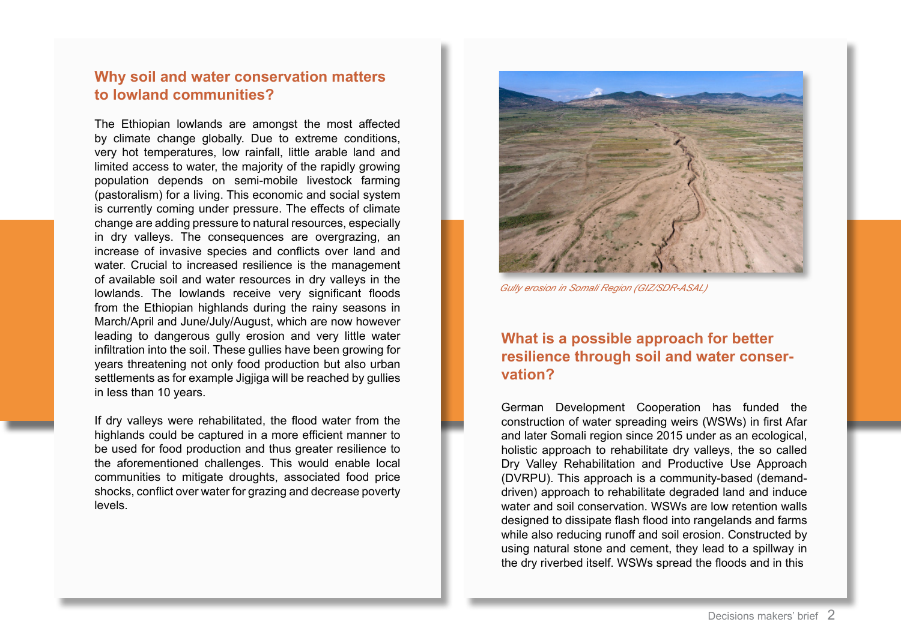## Why soil and water conservation matters to lowland communities?

The Ethiopian lowlands are amongst the most affected by climate change globally. Due to extreme conditions, very hot temperatures, low rainfall, little arable land and limited access to water, the majority of the rapidly growing population depends on semi-mobile livestock farming (pastoralism) for a living. This economic and social system is currently coming under pressure. The effects of climate change are adding pressure to natural resources, especially in dry valleys. The consequences are overgrazing, an increase of invasive species and conflicts over land and water. Crucial to increased resilience is the management of available soil and water resources in dry valleys in the lowlands. The lowlands receive very significant floods from the Ethiopian highlands during the rainy seasons in March/April and June/July/August, which are now however leading to dangerous gully erosion and very little water infiltration into the soil. These gullies have been growing for years threatening not only food production but also urban settlements as for example Jigjiga will be reached by gullies in less than 10 years.

If dry valleys were rehabilitated, the flood water from the highlands could be captured in a more efficient manner to be used for food production and thus greater resilience to the aforementioned challenges. This would enable local communities to mitigate droughts, associated food price shocks, conflict over water for grazing and decrease poverty levels.

*Gully erosion in Somali Region (GIZ/SDR-ASAL)*

## What is a possible approach for better resilience through soil and water conservation?

German Development Cooperation has funded the construction of water spreading weirs (WSWs) in first Afar and later Somali region since 2015 under as an ecological, holistic approach to rehabilitate dry valleys, the so called Dry Valley Rehabilitation and Productive Use Approach (DVRPU). This approach is a community-based (demand-driven) approach to rehabilitate degraded land and induce water and soil conservation. WSWs are low retention walls designed to dissipate flash flood into rangelands and farms while also reducing runoff and soil erosion. Constructed by using natural stone and cement, they lead to a spillway in the dry riverbed itself. WSWs spread the floods and in this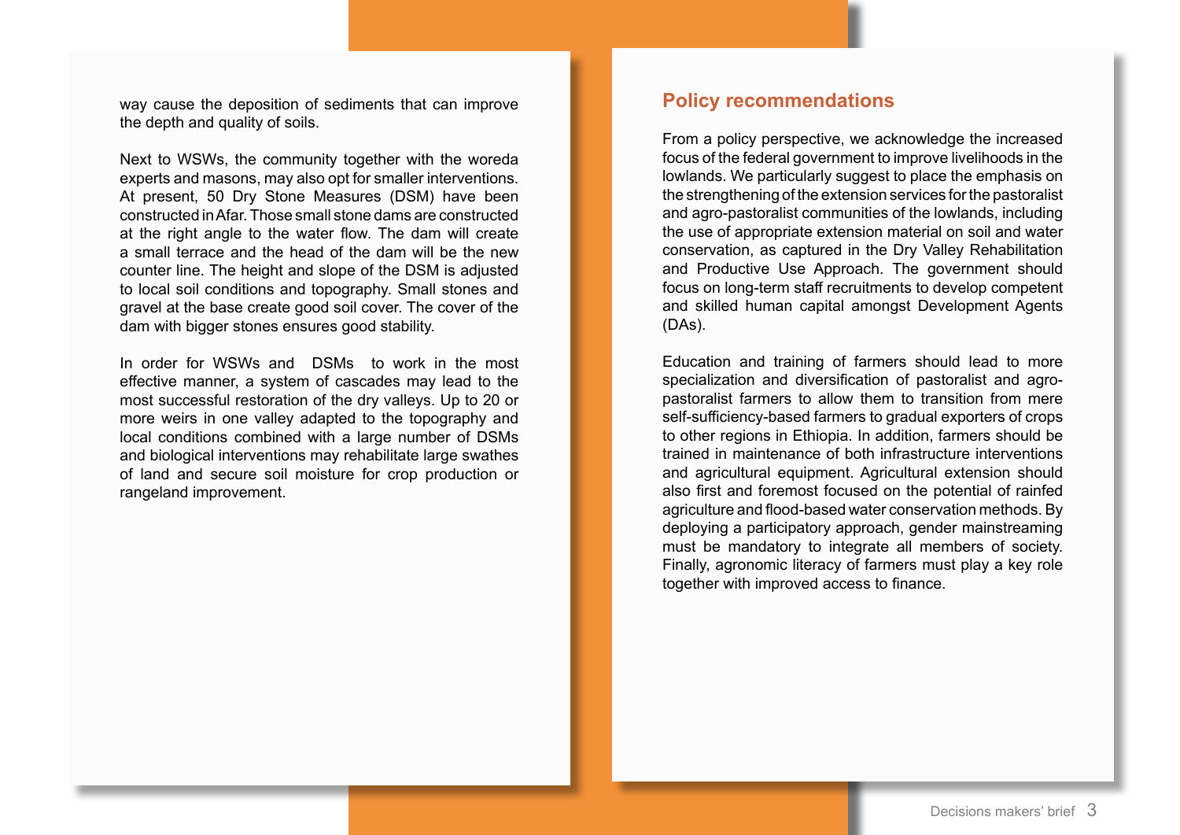way cause the deposition of sediments that can improve the depth and quality of soils.

Next to WSWs, the community together with the woreda experts and masons, may also opt for smaller interventions. At present, 50 Dry Stone Measures (DSM) have been constructed in Afar. Those small stone dams are constructed at the right angle to the water flow. The dam will create a small terrace and the head of the dam will be the new counter line. The height and slope of the DSM is adjusted to local soil conditions and topography. Small stones and gravel at the base create good soil cover. The cover of the dam with bigger stones ensures good stability.

In order for WSWs and DSMs to work in the most effective manner, a system of cascades may lead to the most successful restoration of the dry valleys. Up to 20 or more weirs in one valley adapted to the topography and local conditions combined with a large number of DSMs and biological interventions may rehabilitate large swathes of land and secure soil moisture for crop production or rangeland improvement.

## Policy recommendations

From a policy perspective, we acknowledge the increased focus of the federal government to improve livelihoods in the lowlands. We particularly suggest to place the emphasis on the strengthening of the extension services for the pastoralist and agro-pastoralist communities of the lowlands, including the use of appropriate extension material on soil and water conservation, as captured in the Dry Valley Rehabilitation and Productive Use Approach. The government should focus on long-term staff recruitments to develop competent and skilled human capital amongst Development Agents (DAs).

Education and training of farmers should lead to more specialization and diversification of pastoralist and agro-pastoralist farmers to allow them to transition from mere self-sufficiency-based farmers to gradual exporters of crops to other regions in Ethiopia. In addition, farmers should be trained in maintenance of both infrastructure interventions and agricultural equipment. Agricultural extension should also first and foremost focused on the potential of rainfed agriculture and flood-based water conservation methods. By deploying a participatory approach, gender mainstreaming must be mandatory to integrate all members of society. Finally, agronomic literacy of farmers must play a key role together with improved access to finance.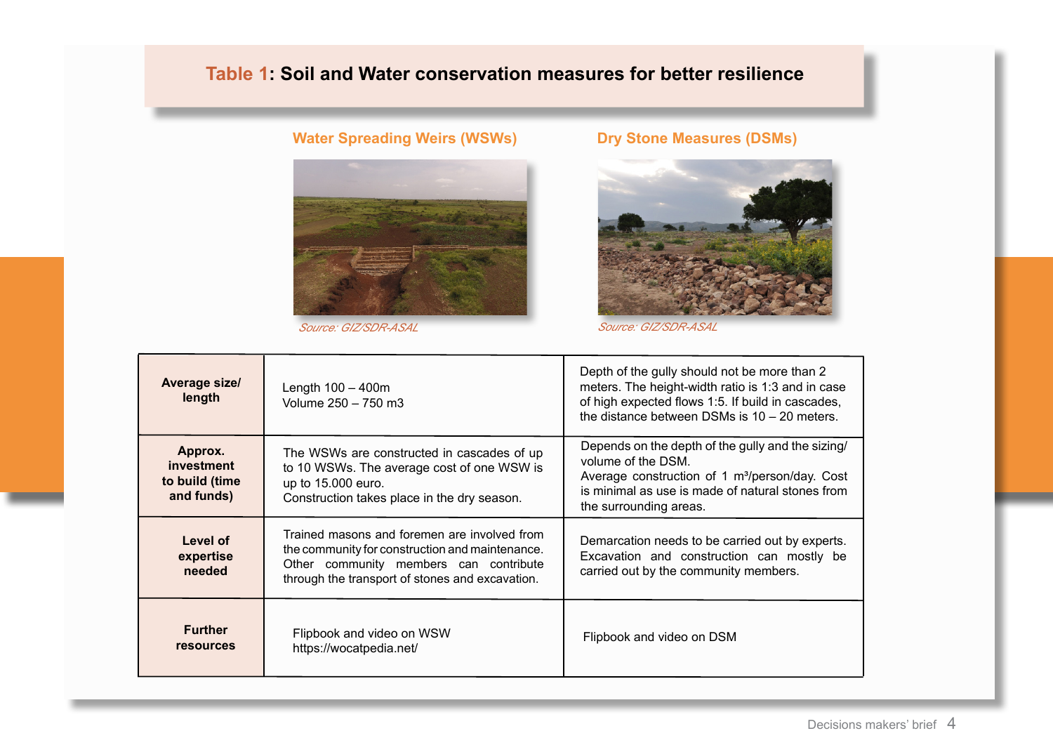## Table 1: Soil and Water conservation measures for better resilience

| | Water Spreading Weirs (WSWs) | Dry Stone Measures (DSMs) |
|---|---|---|
| | *Source: GIZ/SDR-ASAL* | *Source: GIZ/SDR-ASAL* |
| **Average size/ length** | Length 100 – 400m<br>Volume 250 – 750 m3 | Depth of the gully should not be more than 2 meters. The height-width ratio is 1:3 and in case of high expected flows 1:5. If build in cascades, the distance between DSMs is 10 – 20 meters. |
| **Approx. investment to build (time and funds)** | The WSWs are constructed in cascades of up to 10 WSWs. The average cost of one WSW is up to 15.000 euro.<br>Construction takes place in the dry season. | Depends on the depth of the gully and the sizing/ volume of the DSM.<br>Average construction of 1 $m^3$/person/day. Cost is minimal as use is made of natural stones from the surrounding areas. |
| **Level of expertise needed** | Trained masons and foremen are involved from the community for construction and maintenance. Other community members can contribute through the transport of stones and excavation. | Demarcation needs to be carried out by experts. Excavation and construction can mostly be carried out by the community members. |
| **Further resources** | Flipbook and video on WSW<br>https://wocatpedia.net/ | Flipbook and video on DSM |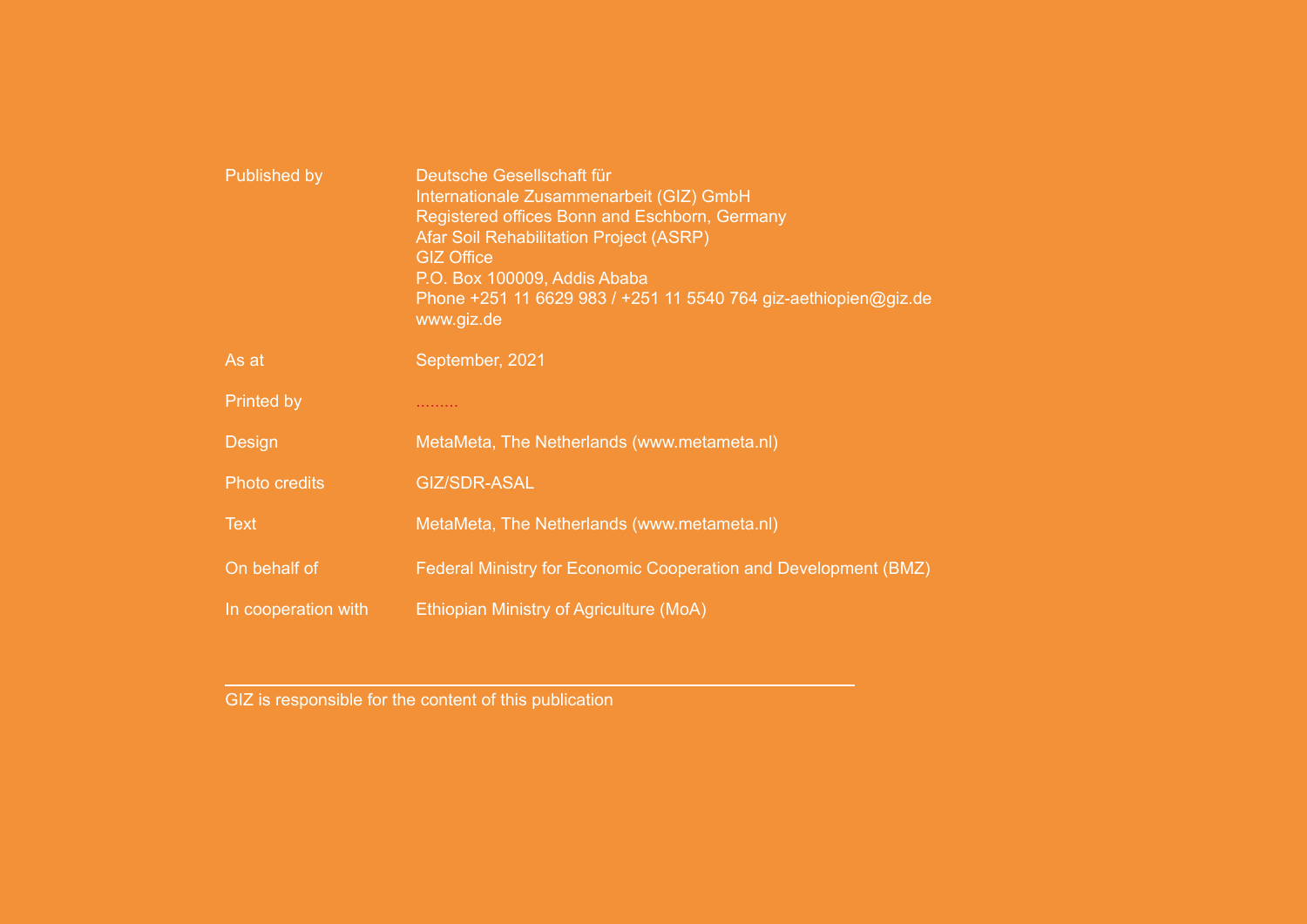| | |
|---|---|
| Published by | Deutsche Gesellschaft für<br>Internationale Zusammenarbeit (GIZ) GmbH<br>Registered offices Bonn and Eschborn, Germany<br>Afar Soil Rehabilitation Project (ASRP)<br>GIZ Office<br>P.O. Box 100009, Addis Ababa<br>Phone +251 11 6629 983 / +251 11 5540 764 giz-aethiopien@giz.de<br>www.giz.de |
| As at | September, 2021 |
| Printed by | ......... |
| Design | MetaMeta, The Netherlands (www.metameta.nl) |
| Photo credits | GIZ/SDR-ASAL |
| Text | MetaMeta, The Netherlands (www.metameta.nl) |
| On behalf of | Federal Ministry for Economic Cooperation and Development (BMZ) |
| In cooperation with | Ethiopian Ministry of Agriculture (MoA) |

---

GIZ is responsible for the content of this publication